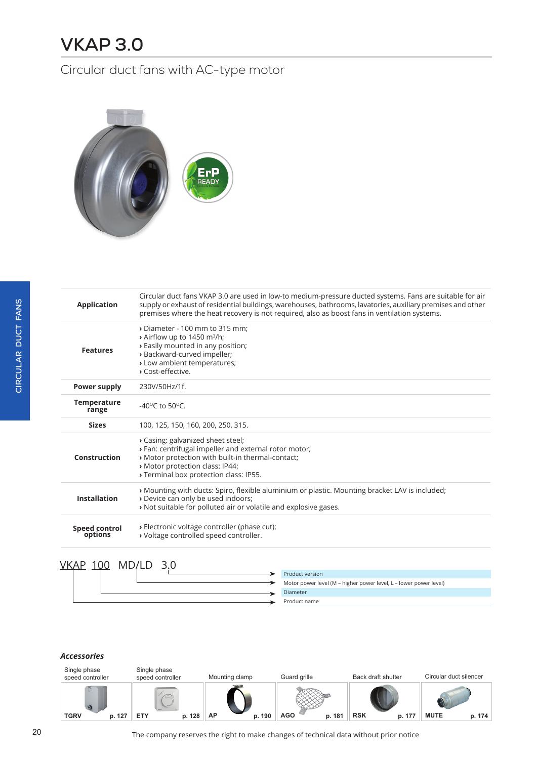# VKAP 3.0

## Circular duct fans with AC-type motor

| | |
|---|---|
| **Application** | Circular duct fans VKAP 3.0 are used in low-to medium-pressure ducted systems. Fans are suitable for air supply or exhaust of residential buildings, warehouses, bathrooms, lavatories, auxiliary premises and other premises where the heat recovery is not required, also as boost fans in ventilation systems. |
| **Features** | › Diameter - 100 mm to 315 mm;<br>› Airflow up to 1450 m³/h;<br>› Easily mounted in any position;<br>› Backward-curved impeller;<br>› Low ambient temperatures;<br>› Cost-effective. |
| **Power supply** | 230V/50Hz/1f. |
| **Temperature range** | -40°C to 50°C. |
| **Sizes** | 100, 125, 150, 160, 200, 250, 315. |
| **Construction** | › Casing: galvanized sheet steel;<br>› Fan: centrifugal impeller and external rotor motor;<br>› Motor protection with built-in thermal-contact;<br>› Motor protection class: IP44;<br>› Terminal box protection class: IP55. |
| **Installation** | › Mounting with ducts: Spiro, flexible aluminium or plastic. Mounting bracket LAV is included;<br>› Device can only be used indoors;<br>› Not suitable for polluted air or volatile and explosive gases. |
| **Speed control options** | › Electronic voltage controller (phase cut);<br>› Voltage controlled speed controller. |

**VKAP 100 MD/LD 3.0**

- 3.0 → Product version
- MD/LD → Motor power level (M – higher power level, L – lower power level)
- 100 → Diameter
- VKAP → Product name

### *Accessories*

| Single phase speed controller | Single phase speed controller | Mounting clamp | Guard grille | Back draft shutter | Circular duct silencer |
|---|---|---|---|---|---|
| TGRV p. 127 | ETY p. 128 | AP p. 190 | AGO p. 181 | RSK p. 177 | MUTE p. 174 |

The company reserves the right to make changes of technical data without prior notice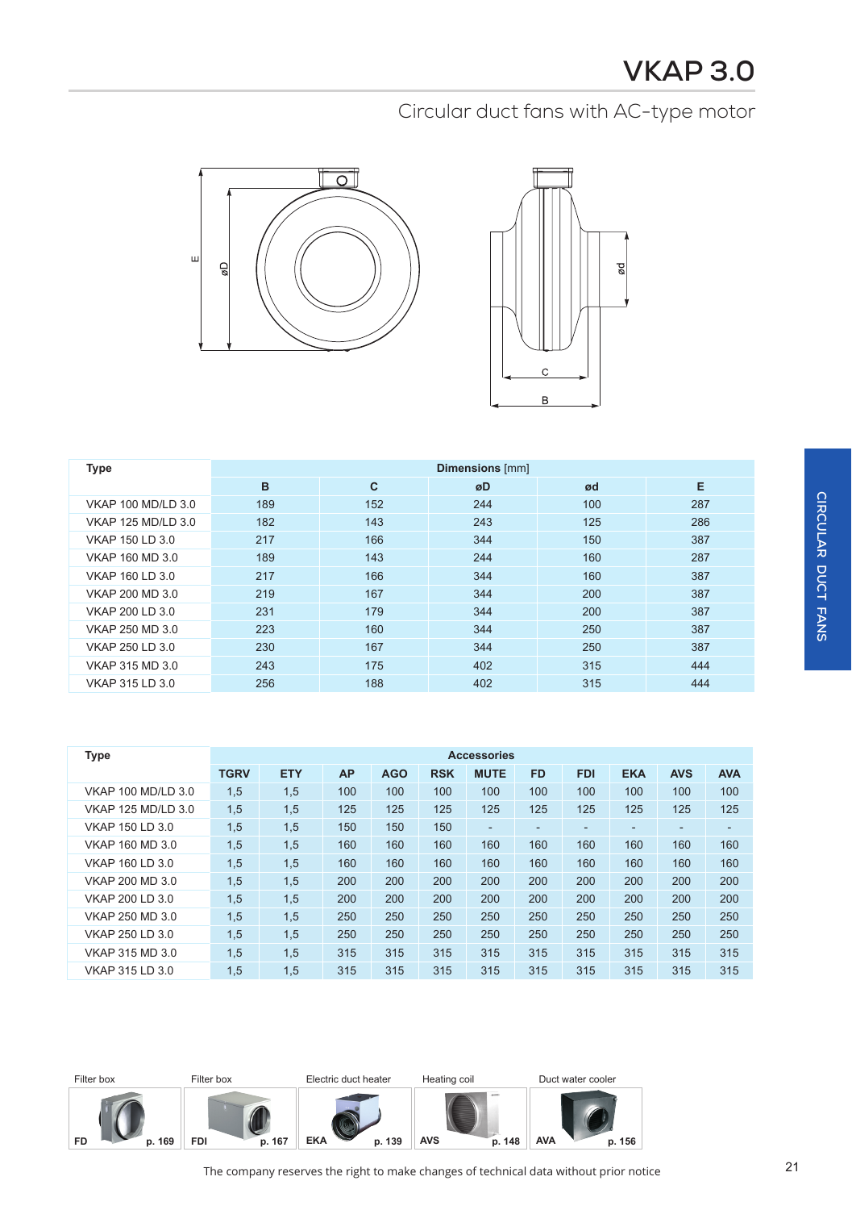# VKAP 3.0

## Circular duct fans with AC-type motor

| Type | Dimensions [mm] | | | | |
|---|---|---|---|---|---|
| | B | C | øD | ød | E |
| VKAP 100 MD/LD 3.0 | 189 | 152 | 244 | 100 | 287 |
| VKAP 125 MD/LD 3.0 | 182 | 143 | 243 | 125 | 286 |
| VKAP 150 LD 3.0 | 217 | 166 | 344 | 150 | 387 |
| VKAP 160 MD 3.0 | 189 | 143 | 244 | 160 | 287 |
| VKAP 160 LD 3.0 | 217 | 166 | 344 | 160 | 387 |
| VKAP 200 MD 3.0 | 219 | 167 | 344 | 200 | 387 |
| VKAP 200 LD 3.0 | 231 | 179 | 344 | 200 | 387 |
| VKAP 250 MD 3.0 | 223 | 160 | 344 | 250 | 387 |
| VKAP 250 LD 3.0 | 230 | 167 | 344 | 250 | 387 |
| VKAP 315 MD 3.0 | 243 | 175 | 402 | 315 | 444 |
| VKAP 315 LD 3.0 | 256 | 188 | 402 | 315 | 444 |

| Type | Accessories | | | | | | | | | | |
|---|---|---|---|---|---|---|---|---|---|---|---|
| | TGRV | ETY | AP | AGO | RSK | MUTE | FD | FDI | EKA | AVS | AVA |
| VKAP 100 MD/LD 3.0 | 1,5 | 1,5 | 100 | 100 | 100 | 100 | 100 | 100 | 100 | 100 | 100 |
| VKAP 125 MD/LD 3.0 | 1,5 | 1,5 | 125 | 125 | 125 | 125 | 125 | 125 | 125 | 125 | 125 |
| VKAP 150 LD 3.0 | 1,5 | 1,5 | 150 | 150 | 150 | - | - | - | - | - | - |
| VKAP 160 MD 3.0 | 1,5 | 1,5 | 160 | 160 | 160 | 160 | 160 | 160 | 160 | 160 | 160 |
| VKAP 160 LD 3.0 | 1,5 | 1,5 | 160 | 160 | 160 | 160 | 160 | 160 | 160 | 160 | 160 |
| VKAP 200 MD 3.0 | 1,5 | 1,5 | 200 | 200 | 200 | 200 | 200 | 200 | 200 | 200 | 200 |
| VKAP 200 LD 3.0 | 1,5 | 1,5 | 200 | 200 | 200 | 200 | 200 | 200 | 200 | 200 | 200 |
| VKAP 250 MD 3.0 | 1,5 | 1,5 | 250 | 250 | 250 | 250 | 250 | 250 | 250 | 250 | 250 |
| VKAP 250 LD 3.0 | 1,5 | 1,5 | 250 | 250 | 250 | 250 | 250 | 250 | 250 | 250 | 250 |
| VKAP 315 MD 3.0 | 1,5 | 1,5 | 315 | 315 | 315 | 315 | 315 | 315 | 315 | 315 | 315 |
| VKAP 315 LD 3.0 | 1,5 | 1,5 | 315 | 315 | 315 | 315 | 315 | 315 | 315 | 315 | 315 |

Filter box — FD p. 169

Filter box — FDI p. 167

Electric duct heater — EKA p. 139

Heating coil — AVS p. 148

Duct water cooler — AVA p. 156

The company reserves the right to make changes of technical data without prior notice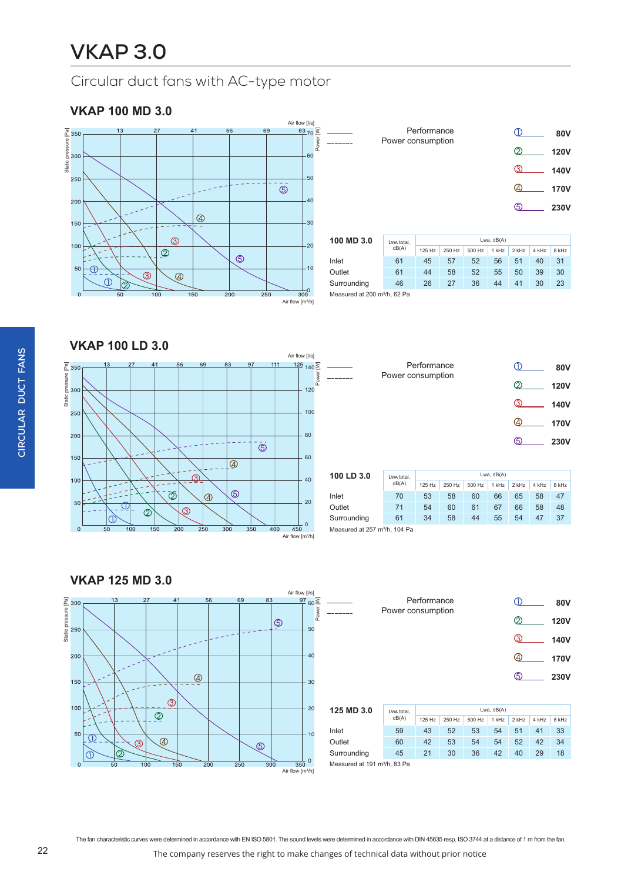# VKAP 3.0

## Circular duct fans with AC-type motor

### VKAP 100 MD 3.0

| Legend | |
|---|---|
| ———— | Performance |
| - - - - - | Power consumption |

| Curve | Voltage |
|---|---|
| ① | 80V |
| ② | 120V |
| ③ | 140V |
| ④ | 170V |
| ⑤ | 230V |

| 100 MD 3.0 | Lwa total, dB(A) | Lwa, dB(A) | | | | | | |
|---|---|---|---|---|---|---|---|---|
| | | 125 Hz | 250 Hz | 500 Hz | 1 kHz | 2 kHz | 4 kHz | 8 kHz |
| Inlet | 61 | 45 | 57 | 52 | 56 | 51 | 40 | 31 |
| Outlet | 61 | 44 | 58 | 52 | 55 | 50 | 39 | 30 |
| Surrounding | 46 | 26 | 27 | 36 | 44 | 41 | 30 | 23 |

Measured at 200 m³/h, 62 Pa

### VKAP 100 LD 3.0

| Legend | |
|---|---|
| ———— | Performance |
| - - - - - | Power consumption |

| Curve | Voltage |
|---|---|
| ① | 80V |
| ② | 120V |
| ③ | 140V |
| ④ | 170V |
| ⑤ | 230V |

| 100 LD 3.0 | Lwa total, dB(A) | Lwa, dB(A) | | | | | | |
|---|---|---|---|---|---|---|---|---|
| | | 125 Hz | 250 Hz | 500 Hz | 1 kHz | 2 kHz | 4 kHz | 8 kHz |
| Inlet | 70 | 53 | 58 | 60 | 66 | 65 | 58 | 47 |
| Outlet | 71 | 54 | 60 | 61 | 67 | 66 | 58 | 48 |
| Surrounding | 61 | 34 | 58 | 44 | 55 | 54 | 47 | 37 |

Measured at 257 m³/h, 104 Pa

### VKAP 125 MD 3.0

| Legend | |
|---|---|
| ———— | Performance |
| - - - - - | Power consumption |

| Curve | Voltage |
|---|---|
| ① | 80V |
| ② | 120V |
| ③ | 140V |
| ④ | 170V |
| ⑤ | 230V |

| 125 MD 3.0 | Lwa total, dB(A) | Lwa, dB(A) | | | | | | |
|---|---|---|---|---|---|---|---|---|
| | | 125 Hz | 250 Hz | 500 Hz | 1 kHz | 2 kHz | 4 kHz | 8 kHz |
| Inlet | 59 | 43 | 52 | 53 | 54 | 51 | 41 | 33 |
| Outlet | 60 | 42 | 53 | 54 | 54 | 52 | 42 | 34 |
| Surrounding | 45 | 21 | 30 | 36 | 42 | 40 | 29 | 18 |

Measured at 191 m³/h, 83 Pa

The fan characteristic curves were determined in accordance with EN ISO 5801. The sound levels were determined in accordance with DIN 45635 resp. ISO 3744 at a distance of 1 m from the fan.

The company reserves the right to make changes of technical data without prior notice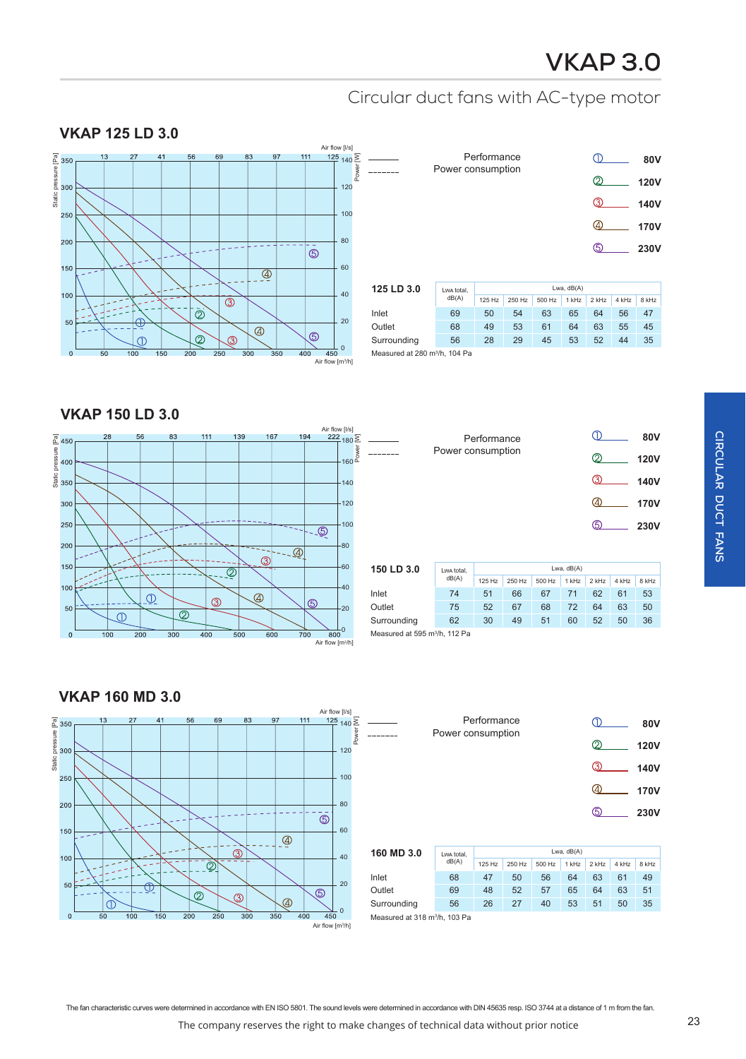# VKAP 3.0

Circular duct fans with AC-type motor

## VKAP 125 LD 3.0

——— Performance
------- Power consumption

① 80V
② 120V
③ 140V
④ 170V
⑤ 230V

| 125 LD 3.0 | Lwa total, dB(A) | Lwa, dB(A) | | | | | | |
|---|---|---|---|---|---|---|---|---|
| | | 125 Hz | 250 Hz | 500 Hz | 1 kHz | 2 kHz | 4 kHz | 8 kHz |
| Inlet | 69 | 50 | 54 | 63 | 65 | 64 | 56 | 47 |
| Outlet | 68 | 49 | 53 | 61 | 64 | 63 | 55 | 45 |
| Surrounding | 56 | 28 | 29 | 45 | 53 | 52 | 44 | 35 |

Measured at 280 m³/h, 104 Pa

## VKAP 150 LD 3.0

——— Performance
------- Power consumption

① 80V
② 120V
③ 140V
④ 170V
⑤ 230V

| 150 LD 3.0 | Lwa total, dB(A) | Lwa, dB(A) | | | | | | |
|---|---|---|---|---|---|---|---|---|
| | | 125 Hz | 250 Hz | 500 Hz | 1 kHz | 2 kHz | 4 kHz | 8 kHz |
| Inlet | 74 | 51 | 66 | 67 | 71 | 62 | 61 | 53 |
| Outlet | 75 | 52 | 67 | 68 | 72 | 64 | 63 | 50 |
| Surrounding | 62 | 30 | 49 | 51 | 60 | 52 | 50 | 36 |

Measured at 595 m³/h, 112 Pa

## VKAP 160 MD 3.0

——— Performance
------- Power consumption

① 80V
② 120V
③ 140V
④ 170V
⑤ 230V

| 160 MD 3.0 | Lwa total, dB(A) | Lwa, dB(A) | | | | | | |
|---|---|---|---|---|---|---|---|---|
| | | 125 Hz | 250 Hz | 500 Hz | 1 kHz | 2 kHz | 4 kHz | 8 kHz |
| Inlet | 68 | 47 | 50 | 56 | 64 | 63 | 61 | 49 |
| Outlet | 69 | 48 | 52 | 57 | 65 | 64 | 63 | 51 |
| Surrounding | 56 | 26 | 27 | 40 | 53 | 51 | 50 | 35 |

Measured at 318 m³/h, 103 Pa

CIRCULAR DUCT FANS

The fan characteristic curves were determined in accordance with EN ISO 5801. The sound levels were determined in accordance with DIN 45635 resp. ISO 3744 at a distance of 1 m from the fan.

The company reserves the right to make changes of technical data without prior notice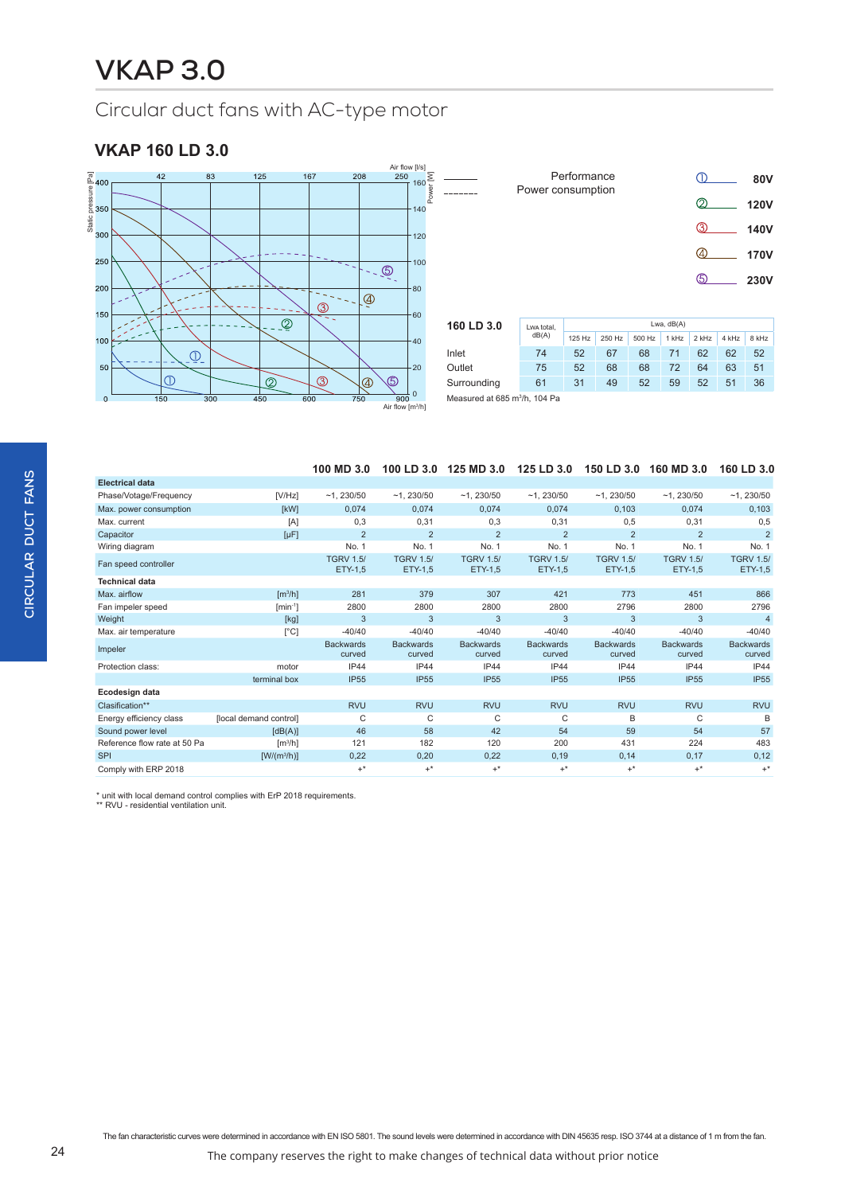# VKAP 3.0

## Circular duct fans with AC-type motor

### VKAP 160 LD 3.0

——— Performance
- - - - Power consumption

① 80V
② 120V
③ 140V
④ 170V
⑤ 230V

| 160 LD 3.0 | Lwa total, dB(A) | Lwa, dB(A) | | | | | | |
|---|---|---|---|---|---|---|---|---|
| | | 125 Hz | 250 Hz | 500 Hz | 1 kHz | 2 kHz | 4 kHz | 8 kHz |
| Inlet | 74 | 52 | 67 | 68 | 71 | 62 | 62 | 52 |
| Outlet | 75 | 52 | 68 | 68 | 72 | 64 | 63 | 51 |
| Surrounding | 61 | 31 | 49 | 52 | 59 | 52 | 51 | 36 |

Measured at 685 m³/h, 104 Pa

| | | 100 MD 3.0 | 100 LD 3.0 | 125 MD 3.0 | 125 LD 3.0 | 150 LD 3.0 | 160 MD 3.0 | 160 LD 3.0 |
|---|---|---|---|---|---|---|---|---|
| **Electrical data** | | | | | | | | |
| Phase/Votage/Frequency | [V/Hz] | ~1, 230/50 | ~1, 230/50 | ~1, 230/50 | ~1, 230/50 | ~1, 230/50 | ~1, 230/50 | ~1, 230/50 |
| Max. power consumption | [kW] | 0,074 | 0,074 | 0,074 | 0,074 | 0,103 | 0,074 | 0,103 |
| Max. current | [A] | 0,3 | 0,31 | 0,3 | 0,31 | 0,5 | 0,31 | 0,5 |
| Capacitor | [µF] | 2 | 2 | 2 | 2 | 2 | 2 | 2 |
| Wiring diagram | | No. 1 | No. 1 | No. 1 | No. 1 | No. 1 | No. 1 | No. 1 |
| Fan speed controller | | TGRV 1.5/ ETY-1,5 | TGRV 1.5/ ETY-1,5 | TGRV 1.5/ ETY-1,5 | TGRV 1.5/ ETY-1,5 | TGRV 1.5/ ETY-1,5 | TGRV 1.5/ ETY-1,5 | TGRV 1.5/ ETY-1,5 |
| **Technical data** | | | | | | | | |
| Max. airflow | [m³/h] | 281 | 379 | 307 | 421 | 773 | 451 | 866 |
| Fan impeler speed | [min⁻¹] | 2800 | 2800 | 2800 | 2800 | 2796 | 2800 | 2796 |
| Weight | [kg] | 3 | 3 | 3 | 3 | 3 | 3 | 4 |
| Max. air temperature | [°C] | -40/40 | -40/40 | -40/40 | -40/40 | -40/40 | -40/40 | -40/40 |
| Impeler | | Backwards curved | Backwards curved | Backwards curved | Backwards curved | Backwards curved | Backwards curved | Backwards curved |
| Protection class: | motor | IP44 | IP44 | IP44 | IP44 | IP44 | IP44 | IP44 |
| | terminal box | IP55 | IP55 | IP55 | IP55 | IP55 | IP55 | IP55 |
| **Ecodesign data** | | | | | | | | |
| Clasification** | | RVU | RVU | RVU | RVU | RVU | RVU | RVU |
| Energy efficiency class | [local demand control] | C | C | C | C | B | C | B |
| Sound power level | [dB(A)] | 46 | 58 | 42 | 54 | 59 | 54 | 57 |
| Reference flow rate at 50 Pa | [m³/h] | 121 | 182 | 120 | 200 | 431 | 224 | 483 |
| SPI | [W/(m³/h)] | 0,22 | 0,20 | 0,22 | 0,19 | 0,14 | 0,17 | 0,12 |
| Comply with ERP 2018 | | +* | +* | +* | +* | +* | +* | +* |

\* unit with local demand control complies with ErP 2018 requirements.
\** RVU - residential ventilation unit.

The fan characteristic curves were determined in accordance with EN ISO 5801. The sound levels were determined in accordance with DIN 45635 resp. ISO 3744 at a distance of 1 m from the fan.

The company reserves the right to make changes of technical data without prior notice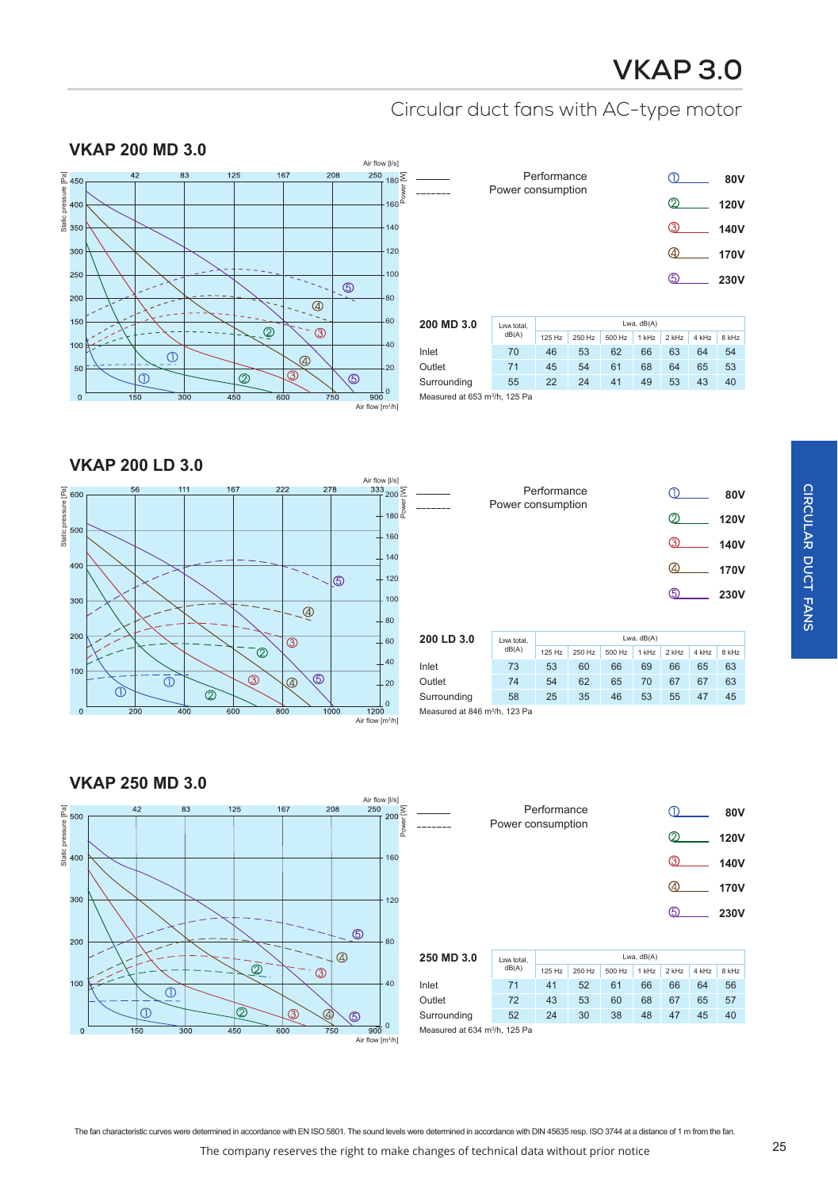# VKAP 3.0

Circular duct fans with AC-type motor

## VKAP 200 MD 3.0

Performance / Power consumption

① 80V
② 120V
③ 140V
④ 170V
⑤ 230V

| 200 MD 3.0 | LwA total, dB(A) | Lwa, dB(A) | | | | | | |
|---|---|---|---|---|---|---|---|---|
| | | 125 Hz | 250 Hz | 500 Hz | 1 kHz | 2 kHz | 4 kHz | 8 kHz |
| Inlet | 70 | 46 | 53 | 62 | 66 | 63 | 64 | 54 |
| Outlet | 71 | 45 | 54 | 61 | 68 | 64 | 65 | 53 |
| Surrounding | 55 | 22 | 24 | 41 | 49 | 53 | 43 | 40 |

Measured at 653 m³/h, 125 Pa

## VKAP 200 LD 3.0

Performance / Power consumption

① 80V
② 120V
③ 140V
④ 170V
⑤ 230V

| 200 LD 3.0 | LwA total, dB(A) | Lwa, dB(A) | | | | | | |
|---|---|---|---|---|---|---|---|---|
| | | 125 Hz | 250 Hz | 500 Hz | 1 kHz | 2 kHz | 4 kHz | 8 kHz |
| Inlet | 73 | 53 | 60 | 66 | 69 | 66 | 65 | 63 |
| Outlet | 74 | 54 | 62 | 65 | 70 | 67 | 67 | 63 |
| Surrounding | 58 | 25 | 35 | 46 | 53 | 55 | 47 | 45 |

Measured at 846 m³/h, 123 Pa

## VKAP 250 MD 3.0

Performance / Power consumption

① 80V
② 120V
③ 140V
④ 170V
⑤ 230V

| 250 MD 3.0 | LwA total, dB(A) | Lwa, dB(A) | | | | | | |
|---|---|---|---|---|---|---|---|---|
| | | 125 Hz | 250 Hz | 500 Hz | 1 kHz | 2 kHz | 4 kHz | 8 kHz |
| Inlet | 71 | 41 | 52 | 61 | 66 | 66 | 64 | 56 |
| Outlet | 72 | 43 | 53 | 60 | 68 | 67 | 65 | 57 |
| Surrounding | 52 | 24 | 30 | 38 | 48 | 47 | 45 | 40 |

Measured at 634 m³/h, 125 Pa

The fan characteristic curves were determined in accordance with EN ISO 5801. The sound levels were determined in accordance with DIN 45635 resp. ISO 3744 at a distance of 1 m from the fan.

The company reserves the right to make changes of technical data without prior notice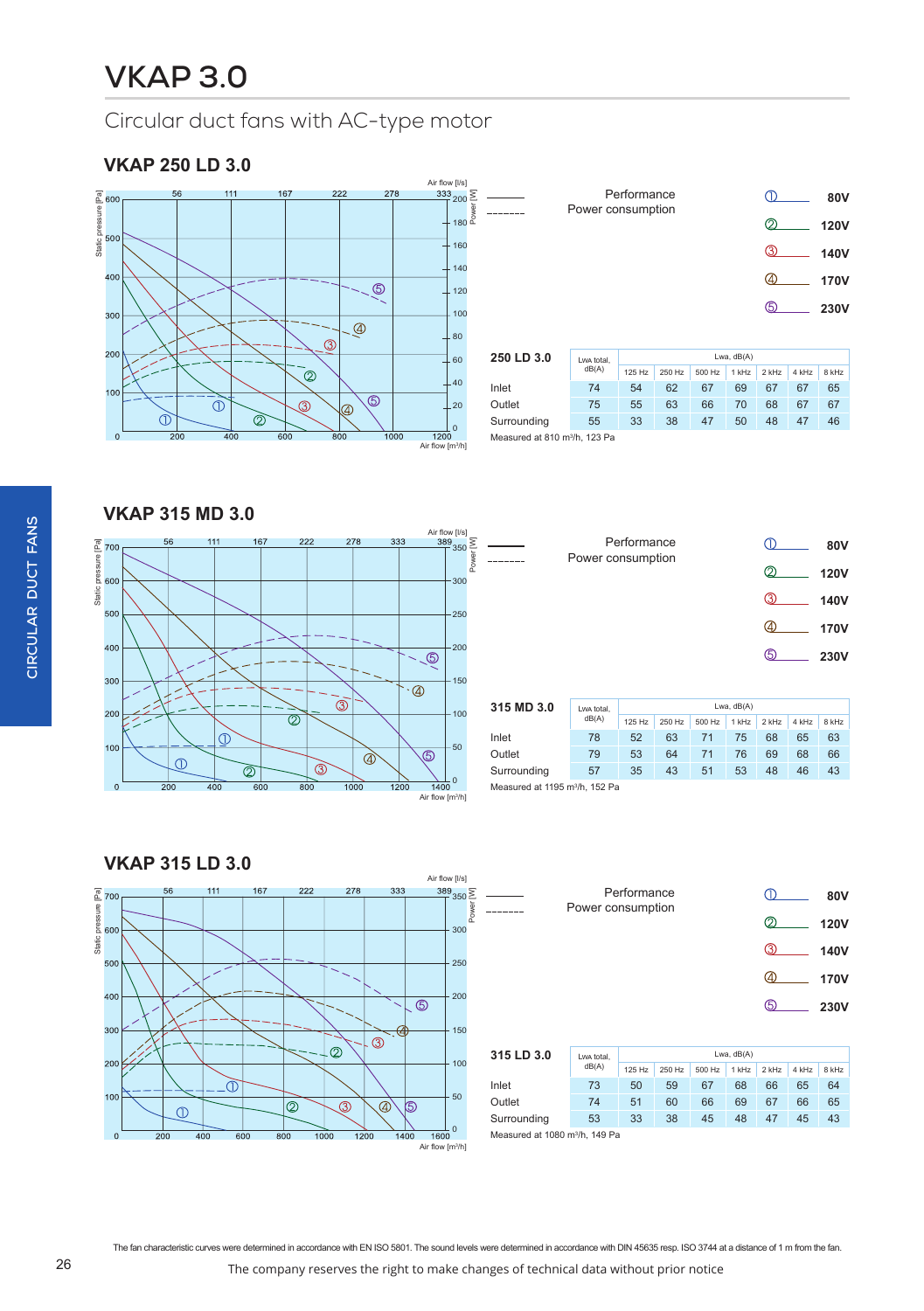# VKAP 3.0

Circular duct fans with AC-type motor

## VKAP 250 LD 3.0

| Line | Meaning |
|---|---|
| ——— | Performance |
| - - - - | Power consumption |

| Curve | Voltage |
|---|---|
| ① | 80V |
| ② | 120V |
| ③ | 140V |
| ④ | 170V |
| ⑤ | 230V |

| 250 LD 3.0 | Lwa total, dB(A) | Lwa, dB(A) | | | | | | |
|---|---|---|---|---|---|---|---|---|
| | | 125 Hz | 250 Hz | 500 Hz | 1 kHz | 2 kHz | 4 kHz | 8 kHz |
| Inlet | 74 | 54 | 62 | 67 | 69 | 67 | 67 | 65 |
| Outlet | 75 | 55 | 63 | 66 | 70 | 68 | 67 | 67 |
| Surrounding | 55 | 33 | 38 | 47 | 50 | 48 | 47 | 46 |

Measured at 810 m³/h, 123 Pa

## VKAP 315 MD 3.0

| Line | Meaning |
|---|---|
| ——— | Performance |
| - - - - | Power consumption |

| Curve | Voltage |
|---|---|
| ① | 80V |
| ② | 120V |
| ③ | 140V |
| ④ | 170V |
| ⑤ | 230V |

| 315 MD 3.0 | Lwa total, dB(A) | Lwa, dB(A) | | | | | | |
|---|---|---|---|---|---|---|---|---|
| | | 125 Hz | 250 Hz | 500 Hz | 1 kHz | 2 kHz | 4 kHz | 8 kHz |
| Inlet | 78 | 52 | 63 | 71 | 75 | 68 | 65 | 63 |
| Outlet | 79 | 53 | 64 | 71 | 76 | 69 | 68 | 66 |
| Surrounding | 57 | 35 | 43 | 51 | 53 | 48 | 46 | 43 |

Measured at 1195 m³/h, 152 Pa

## VKAP 315 LD 3.0

| Line | Meaning |
|---|---|
| ——— | Performance |
| - - - - | Power consumption |

| Curve | Voltage |
|---|---|
| ① | 80V |
| ② | 120V |
| ③ | 140V |
| ④ | 170V |
| ⑤ | 230V |

| 315 LD 3.0 | Lwa total, dB(A) | Lwa, dB(A) | | | | | | |
|---|---|---|---|---|---|---|---|---|
| | | 125 Hz | 250 Hz | 500 Hz | 1 kHz | 2 kHz | 4 kHz | 8 kHz |
| Inlet | 73 | 50 | 59 | 67 | 68 | 66 | 65 | 64 |
| Outlet | 74 | 51 | 60 | 66 | 69 | 67 | 66 | 65 |
| Surrounding | 53 | 33 | 38 | 45 | 48 | 47 | 45 | 43 |

Measured at 1080 m³/h, 149 Pa

The fan characteristic curves were determined in accordance with EN ISO 5801. The sound levels were determined in accordance with DIN 45635 resp. ISO 3744 at a distance of 1 m from the fan.

The company reserves the right to make changes of technical data without prior notice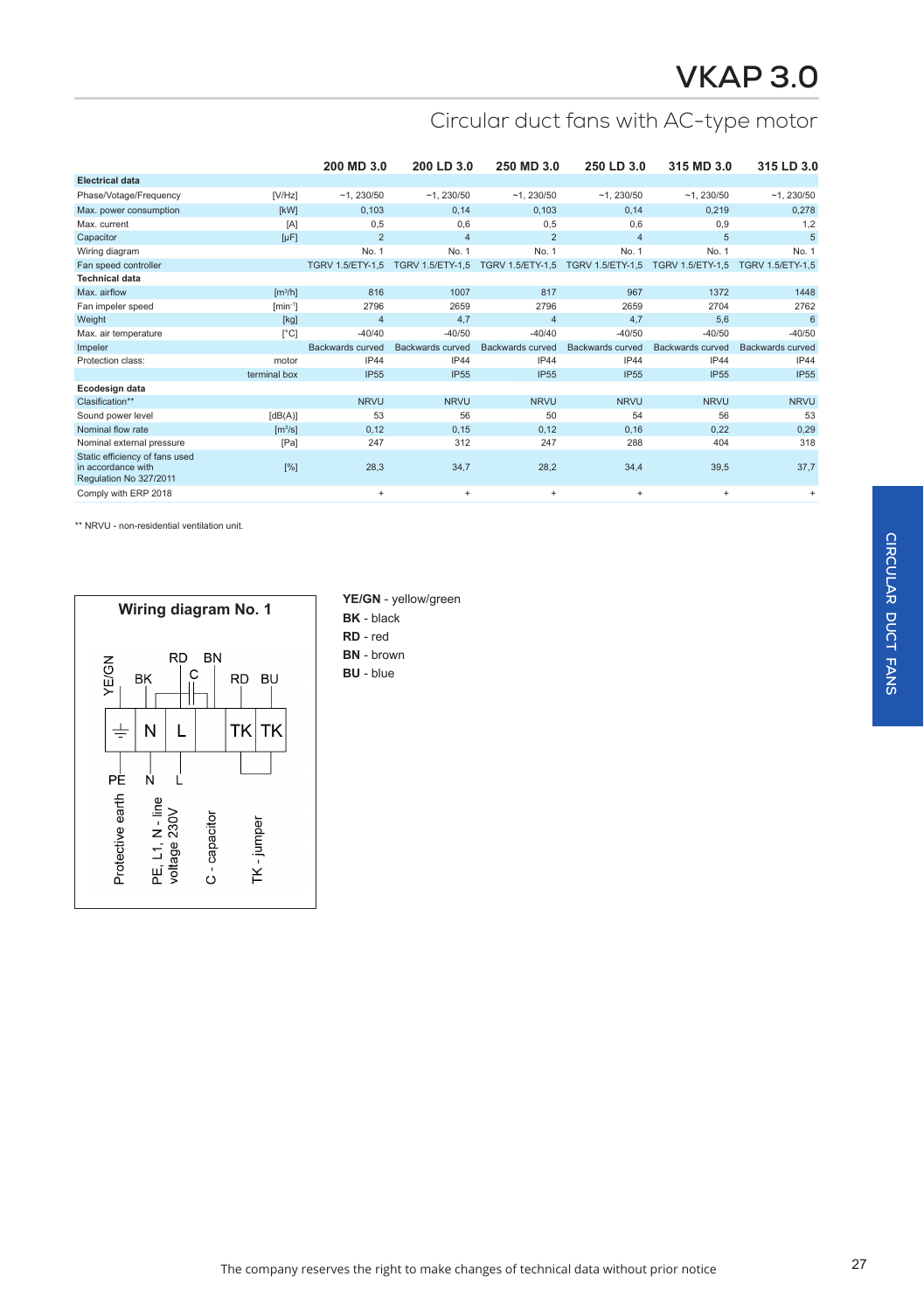# VKAP 3.0

## Circular duct fans with AC-type motor

| | | 200 MD 3.0 | 200 LD 3.0 | 250 MD 3.0 | 250 LD 3.0 | 315 MD 3.0 | 315 LD 3.0 |
|---|---|---|---|---|---|---|---|
| **Electrical data** | | | | | | | |
| Phase/Votage/Frequency | [V/Hz] | ~1, 230/50 | ~1, 230/50 | ~1, 230/50 | ~1, 230/50 | ~1, 230/50 | ~1, 230/50 |
| Max. power consumption | [kW] | 0,103 | 0,14 | 0,103 | 0,14 | 0,219 | 0,278 |
| Max. current | [A] | 0,5 | 0,6 | 0,5 | 0,6 | 0,9 | 1,2 |
| Capacitor | [µF] | 2 | 4 | 2 | 4 | 5 | 5 |
| Wiring diagram | | No. 1 | No. 1 | No. 1 | No. 1 | No. 1 | No. 1 |
| Fan speed controller | | TGRV 1.5/ETY-1,5 | TGRV 1.5/ETY-1,5 | TGRV 1.5/ETY-1,5 | TGRV 1.5/ETY-1,5 | TGRV 1.5/ETY-1,5 | TGRV 1.5/ETY-1,5 |
| **Technical data** | | | | | | | |
| Max. airflow | [m³/h] | 816 | 1007 | 817 | 967 | 1372 | 1448 |
| Fan impeler speed | [min⁻¹] | 2796 | 2659 | 2796 | 2659 | 2704 | 2762 |
| Weight | [kg] | 4 | 4,7 | 4 | 4,7 | 5,6 | 6 |
| Max. air temperature | [°C] | -40/40 | -40/50 | -40/40 | -40/50 | -40/50 | -40/50 |
| Impeler | | Backwards curved | Backwards curved | Backwards curved | Backwards curved | Backwards curved | Backwards curved |
| Protection class: | motor | IP44 | IP44 | IP44 | IP44 | IP44 | IP44 |
| | terminal box | IP55 | IP55 | IP55 | IP55 | IP55 | IP55 |
| **Ecodesign data** | | | | | | | |
| Clasification** | | NRVU | NRVU | NRVU | NRVU | NRVU | NRVU |
| Sound power level | [dB(A)] | 53 | 56 | 50 | 54 | 56 | 53 |
| Nominal flow rate | [m³/s] | 0,12 | 0,15 | 0,12 | 0,16 | 0,22 | 0,29 |
| Nominal external pressure | [Pa] | 247 | 312 | 247 | 288 | 404 | 318 |
| Static efficiency of fans used in accordance with Regulation No 327/2011 | [%] | 28,3 | 34,7 | 28,2 | 34,4 | 39,5 | 37,7 |
| Comply with ERP 2018 | | + | + | + | + | + | + |

** NRVU - non-residential ventilation unit.

**Wiring diagram No. 1**

YE/GN, BK, RD, BN, C, RD, BU

⏚ N L TK TK

PE N L

Protective earth

PE, L1, N - line voltage 230V

C - capacitor

TK - jumper

**YE/GN** - yellow/green
**BK** - black
**RD** - red
**BN** - brown
**BU** - blue

CIRCULAR DUCT FANS

The company reserves the right to make changes of technical data without prior notice